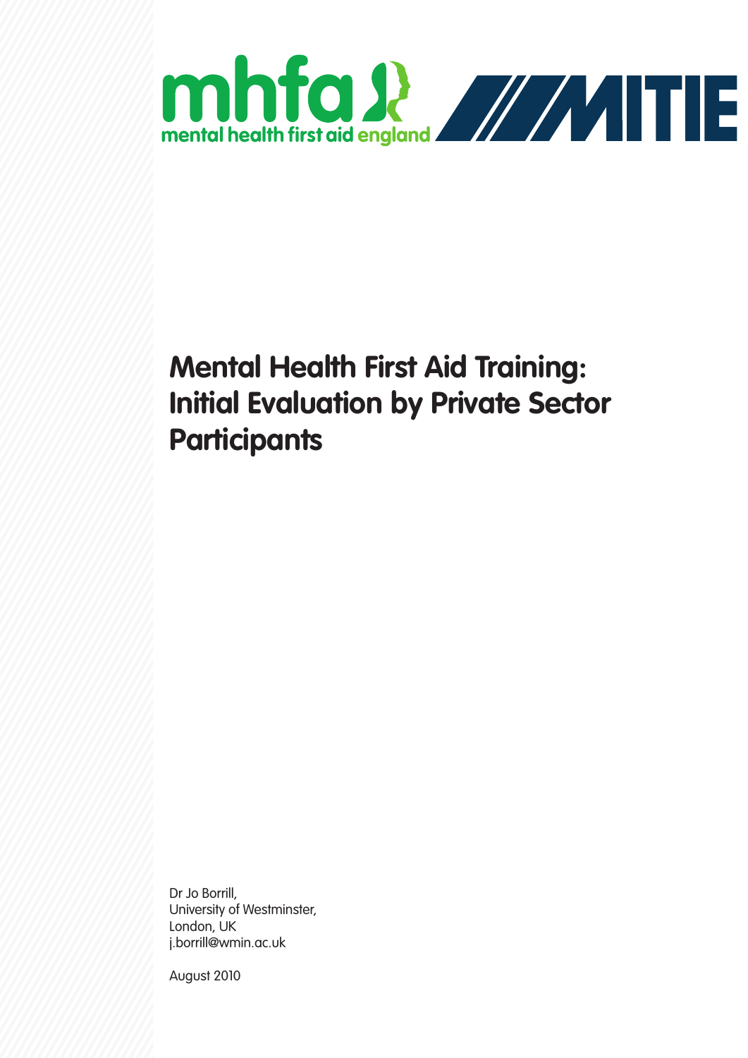mhfa mental health first aid england

MITIE

# Mental Health First Aid Training: Initial Evaluation by Private Sector Participants

Dr Jo Borrill,
University of Westminster,
London, UK
j.borrill@wmin.ac.uk

August 2010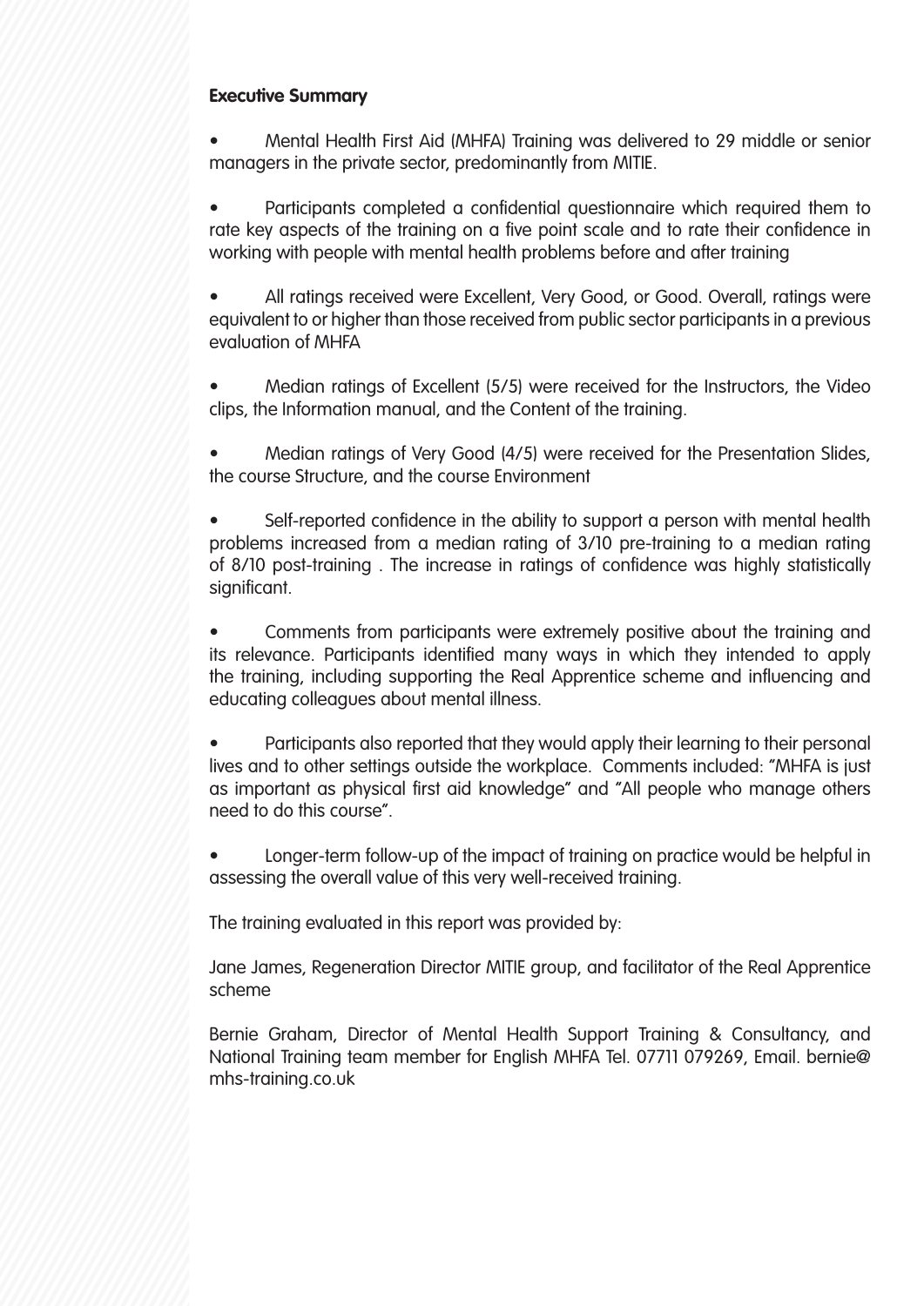**Executive Summary**

- Mental Health First Aid (MHFA) Training was delivered to 29 middle or senior managers in the private sector, predominantly from MITIE.

- Participants completed a confidential questionnaire which required them to rate key aspects of the training on a five point scale and to rate their confidence in working with people with mental health problems before and after training

- All ratings received were Excellent, Very Good, or Good. Overall, ratings were equivalent to or higher than those received from public sector participants in a previous evaluation of MHFA

- Median ratings of Excellent (5/5) were received for the Instructors, the Video clips, the Information manual, and the Content of the training.

- Median ratings of Very Good (4/5) were received for the Presentation Slides, the course Structure, and the course Environment

- Self-reported confidence in the ability to support a person with mental health problems increased from a median rating of 3/10 pre-training to a median rating of 8/10 post-training . The increase in ratings of confidence was highly statistically significant.

- Comments from participants were extremely positive about the training and its relevance. Participants identified many ways in which they intended to apply the training, including supporting the Real Apprentice scheme and influencing and educating colleagues about mental illness.

- Participants also reported that they would apply their learning to their personal lives and to other settings outside the workplace. Comments included: "MHFA is just as important as physical first aid knowledge" and "All people who manage others need to do this course".

- Longer-term follow-up of the impact of training on practice would be helpful in assessing the overall value of this very well-received training.

The training evaluated in this report was provided by:

Jane James, Regeneration Director MITIE group, and facilitator of the Real Apprentice scheme

Bernie Graham, Director of Mental Health Support Training & Consultancy, and National Training team member for English MHFA Tel. 07711 079269, Email. bernie@mhs-training.co.uk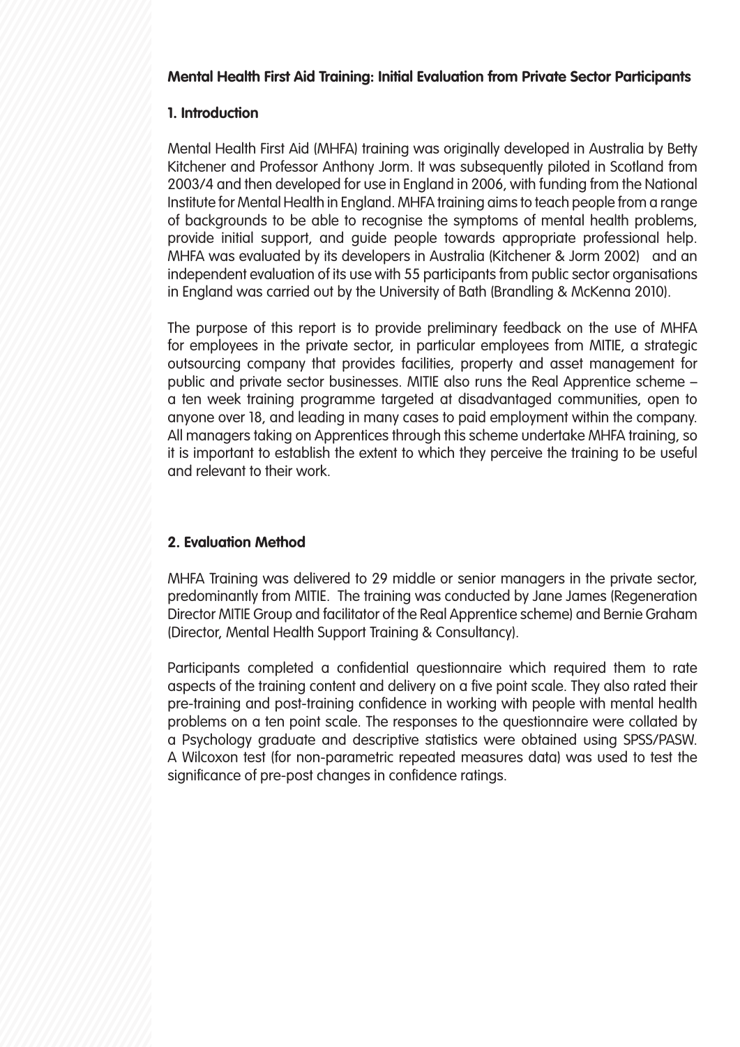**Mental Health First Aid Training: Initial Evaluation from Private Sector Participants**

## 1. Introduction

Mental Health First Aid (MHFA) training was originally developed in Australia by Betty Kitchener and Professor Anthony Jorm. It was subsequently piloted in Scotland from 2003/4 and then developed for use in England in 2006, with funding from the National Institute for Mental Health in England. MHFA training aims to teach people from a range of backgrounds to be able to recognise the symptoms of mental health problems, provide initial support, and guide people towards appropriate professional help. MHFA was evaluated by its developers in Australia (Kitchener & Jorm 2002) and an independent evaluation of its use with 55 participants from public sector organisations in England was carried out by the University of Bath (Brandling & McKenna 2010).

The purpose of this report is to provide preliminary feedback on the use of MHFA for employees in the private sector, in particular employees from MITIE, a strategic outsourcing company that provides facilities, property and asset management for public and private sector businesses. MITIE also runs the Real Apprentice scheme – a ten week training programme targeted at disadvantaged communities, open to anyone over 18, and leading in many cases to paid employment within the company. All managers taking on Apprentices through this scheme undertake MHFA training, so it is important to establish the extent to which they perceive the training to be useful and relevant to their work.

## 2. Evaluation Method

MHFA Training was delivered to 29 middle or senior managers in the private sector, predominantly from MITIE. The training was conducted by Jane James (Regeneration Director MITIE Group and facilitator of the Real Apprentice scheme) and Bernie Graham (Director, Mental Health Support Training & Consultancy).

Participants completed a confidential questionnaire which required them to rate aspects of the training content and delivery on a five point scale. They also rated their pre-training and post-training confidence in working with people with mental health problems on a ten point scale. The responses to the questionnaire were collated by a Psychology graduate and descriptive statistics were obtained using SPSS/PASW. A Wilcoxon test (for non-parametric repeated measures data) was used to test the significance of pre-post changes in confidence ratings.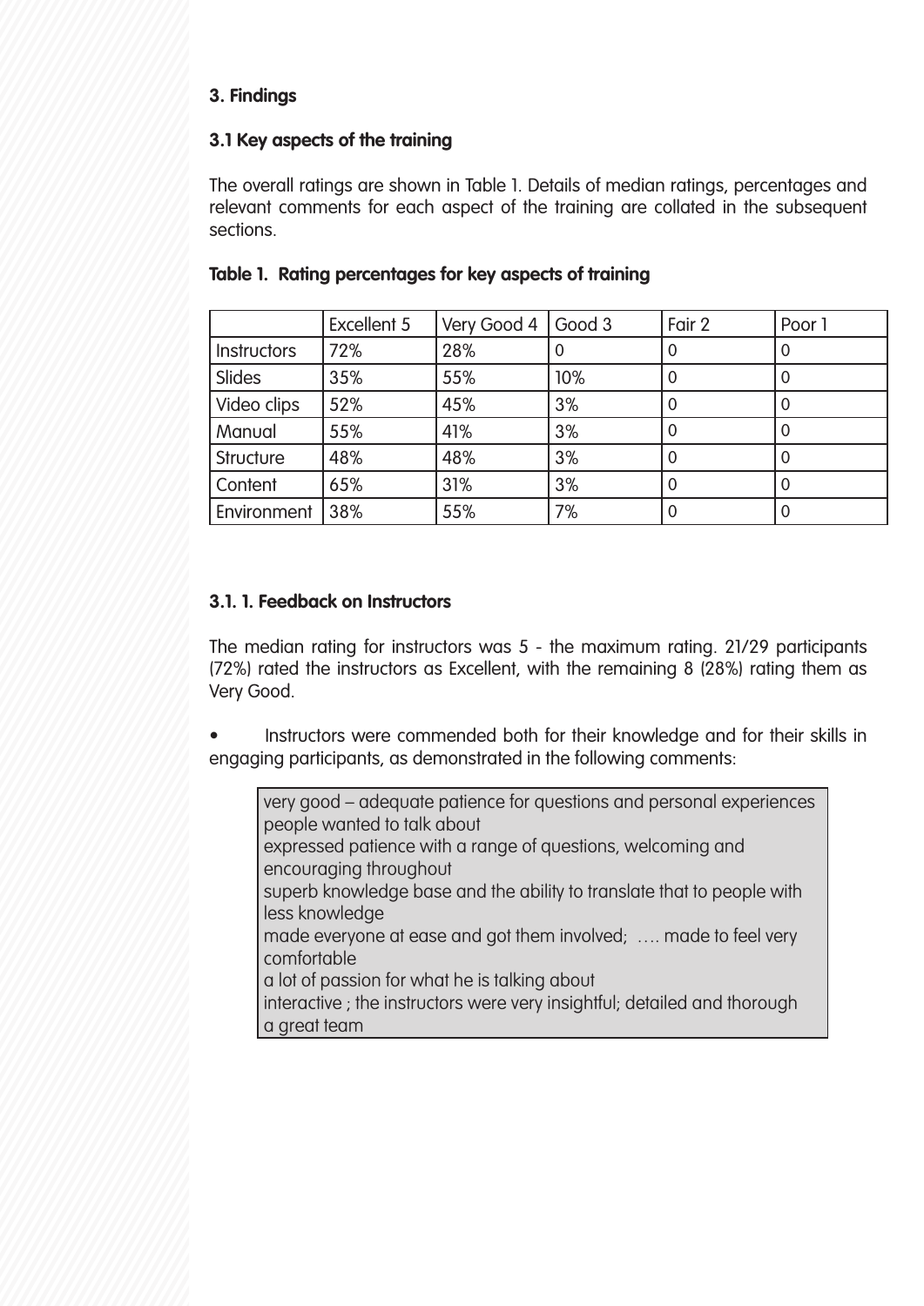## 3. Findings

### 3.1 Key aspects of the training

The overall ratings are shown in Table 1. Details of median ratings, percentages and relevant comments for each aspect of the training are collated in the subsequent sections.

**Table 1. Rating percentages for key aspects of training**

| | Excellent 5 | Very Good 4 | Good 3 | Fair 2 | Poor 1 |
|---|---|---|---|---|---|
| Instructors | 72% | 28% | 0 | 0 | 0 |
| Slides | 35% | 55% | 10% | 0 | 0 |
| Video clips | 52% | 45% | 3% | 0 | 0 |
| Manual | 55% | 41% | 3% | 0 | 0 |
| Structure | 48% | 48% | 3% | 0 | 0 |
| Content | 65% | 31% | 3% | 0 | 0 |
| Environment | 38% | 55% | 7% | 0 | 0 |

#### 3.1. 1. Feedback on Instructors

The median rating for instructors was 5 - the maximum rating. 21/29 participants (72%) rated the instructors as Excellent, with the remaining 8 (28%) rating them as Very Good.

- Instructors were commended both for their knowledge and for their skills in engaging participants, as demonstrated in the following comments:

> very good – adequate patience for questions and personal experiences people wanted to talk about
> expressed patience with a range of questions, welcoming and encouraging throughout
> superb knowledge base and the ability to translate that to people with less knowledge
> made everyone at ease and got them involved; …. made to feel very comfortable
> a lot of passion for what he is talking about
> interactive ; the instructors were very insightful; detailed and thorough
> a great team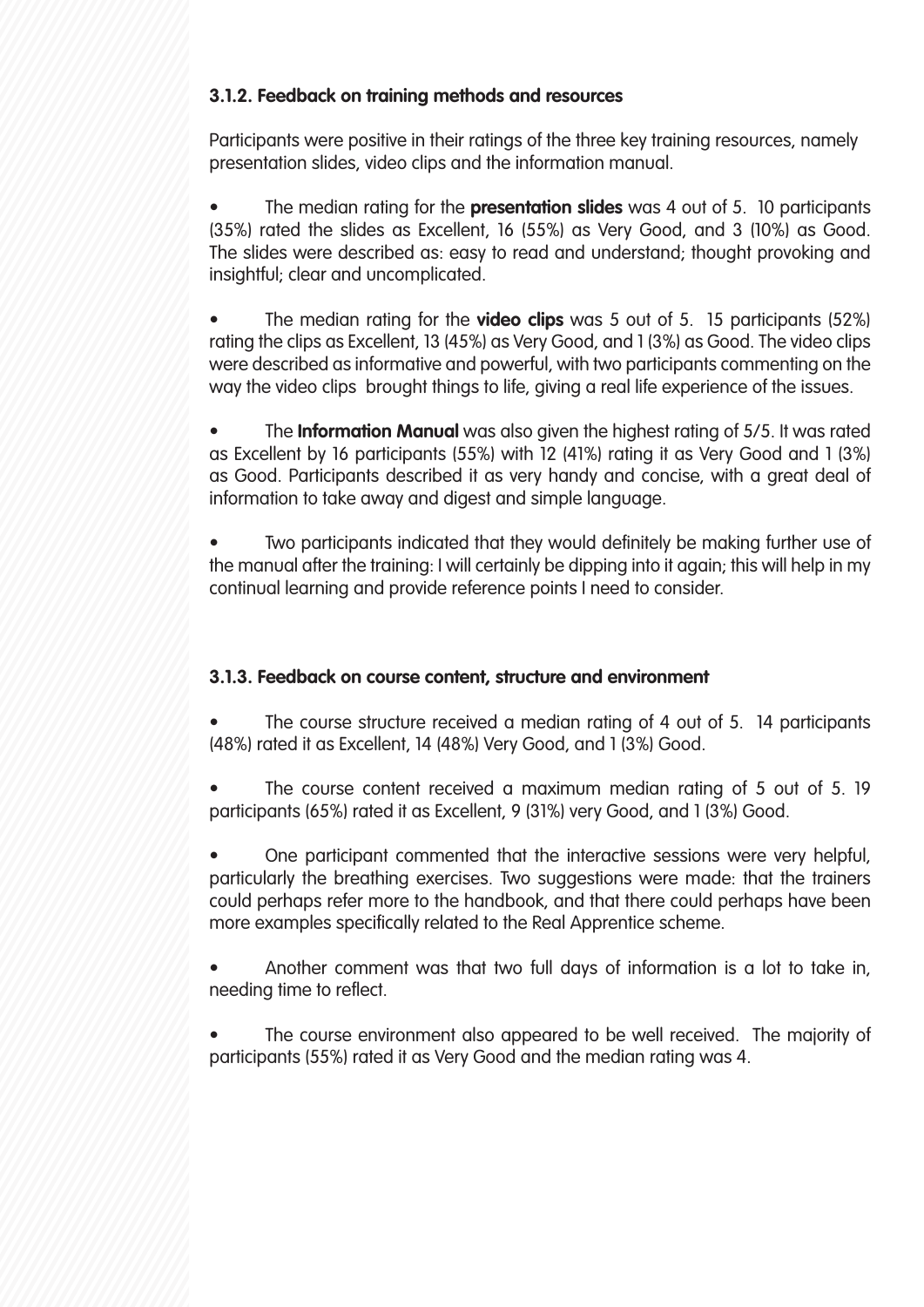### 3.1.2. Feedback on training methods and resources

Participants were positive in their ratings of the three key training resources, namely presentation slides, video clips and the information manual.

- The median rating for the **presentation slides** was 4 out of 5. 10 participants (35%) rated the slides as Excellent, 16 (55%) as Very Good, and 3 (10%) as Good. The slides were described as: easy to read and understand; thought provoking and insightful; clear and uncomplicated.

- The median rating for the **video clips** was 5 out of 5. 15 participants (52%) rating the clips as Excellent, 13 (45%) as Very Good, and 1 (3%) as Good. The video clips were described as informative and powerful, with two participants commenting on the way the video clips brought things to life, giving a real life experience of the issues.

- The **Information Manual** was also given the highest rating of 5/5. It was rated as Excellent by 16 participants (55%) with 12 (41%) rating it as Very Good and 1 (3%) as Good. Participants described it as very handy and concise, with a great deal of information to take away and digest and simple language.

- Two participants indicated that they would definitely be making further use of the manual after the training: I will certainly be dipping into it again; this will help in my continual learning and provide reference points I need to consider.

### 3.1.3. Feedback on course content, structure and environment

- The course structure received a median rating of 4 out of 5. 14 participants (48%) rated it as Excellent, 14 (48%) Very Good, and 1 (3%) Good.

- The course content received a maximum median rating of 5 out of 5. 19 participants (65%) rated it as Excellent, 9 (31%) very Good, and 1 (3%) Good.

- One participant commented that the interactive sessions were very helpful, particularly the breathing exercises. Two suggestions were made: that the trainers could perhaps refer more to the handbook, and that there could perhaps have been more examples specifically related to the Real Apprentice scheme.

- Another comment was that two full days of information is a lot to take in, needing time to reflect.

- The course environment also appeared to be well received. The majority of participants (55%) rated it as Very Good and the median rating was 4.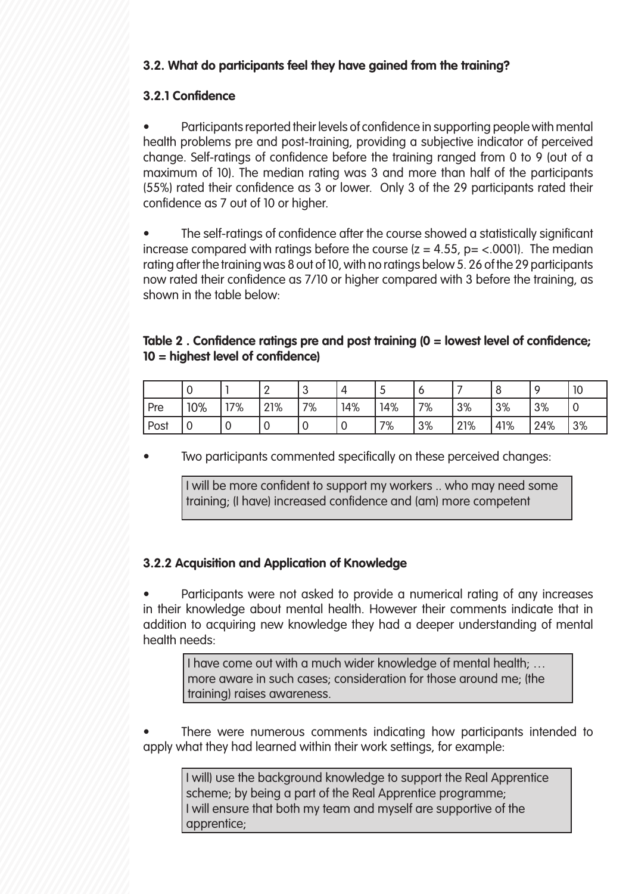### 3.2. What do participants feel they have gained from the training?

#### 3.2.1 Confidence

- Participants reported their levels of confidence in supporting people with mental health problems pre and post-training, providing a subjective indicator of perceived change. Self-ratings of confidence before the training ranged from 0 to 9 (out of a maximum of 10). The median rating was 3 and more than half of the participants (55%) rated their confidence as 3 or lower. Only 3 of the 29 participants rated their confidence as 7 out of 10 or higher.

- The self-ratings of confidence after the course showed a statistically significant increase compared with ratings before the course ($z = 4.55$, $p = <.0001$). The median rating after the training was 8 out of 10, with no ratings below 5. 26 of the 29 participants now rated their confidence as 7/10 or higher compared with 3 before the training, as shown in the table below:

**Table 2 . Confidence ratings pre and post training (0 = lowest level of confidence; 10 = highest level of confidence)**

| | 0 | 1 | 2 | 3 | 4 | 5 | 6 | 7 | 8 | 9 | 10 |
|---|---|---|---|---|---|---|---|---|---|---|---|
| Pre | 10% | 17% | 21% | 7% | 14% | 14% | 7% | 3% | 3% | 3% | 0 |
| Post | 0 | 0 | 0 | 0 | 0 | 7% | 3% | 21% | 41% | 24% | 3% |

- Two participants commented specifically on these perceived changes:

> I will be more confident to support my workers .. who may need some training; (I have) increased confidence and (am) more competent

#### 3.2.2 Acquisition and Application of Knowledge

- Participants were not asked to provide a numerical rating of any increases in their knowledge about mental health. However their comments indicate that in addition to acquiring new knowledge they had a deeper understanding of mental health needs:

> I have come out with a much wider knowledge of mental health; … more aware in such cases; consideration for those around me; (the training) raises awareness.

- There were numerous comments indicating how participants intended to apply what they had learned within their work settings, for example:

> I will) use the background knowledge to support the Real Apprentice scheme; by being a part of the Real Apprentice programme;
> I will ensure that both my team and myself are supportive of the apprentice;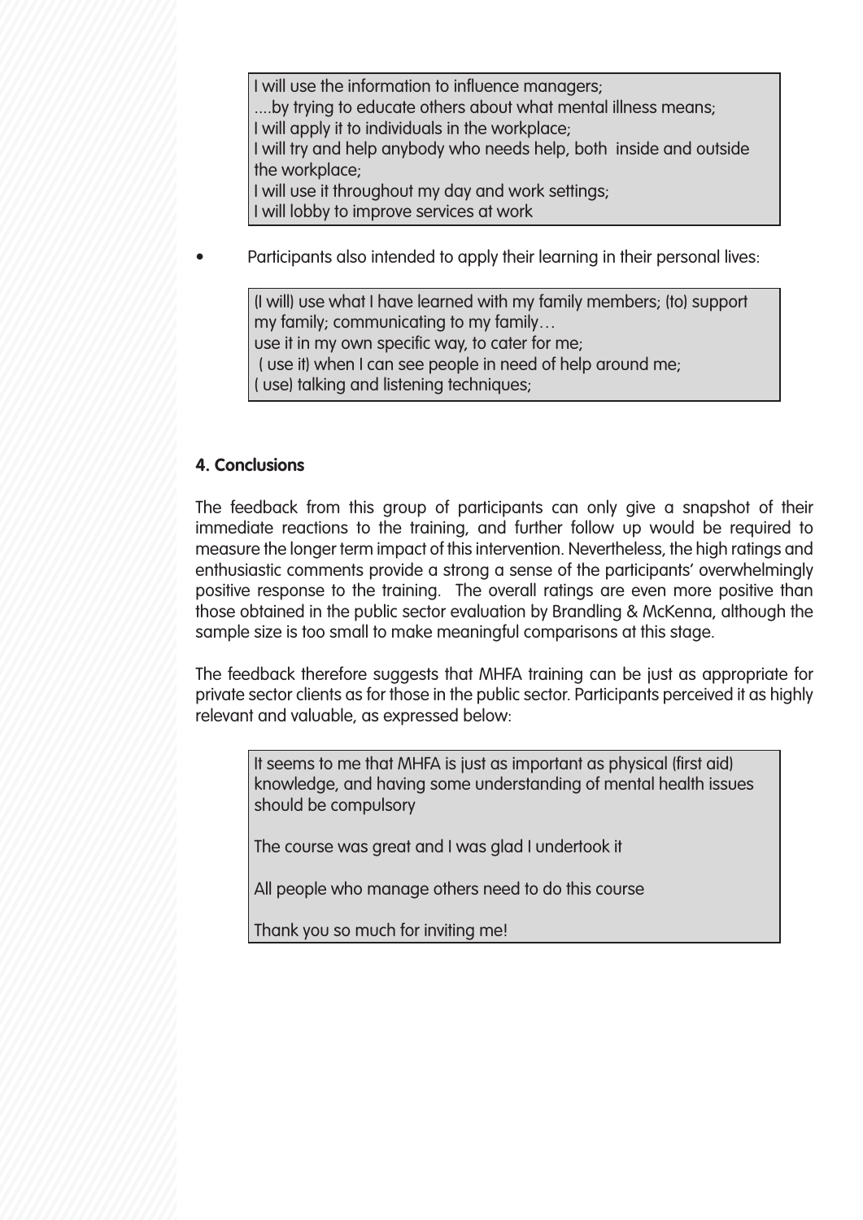> I will use the information to influence managers;
> ....by trying to educate others about what mental illness means;
> I will apply it to individuals in the workplace;
> I will try and help anybody who needs help, both inside and outside the workplace;
> I will use it throughout my day and work settings;
> I will lobby to improve services at work

- Participants also intended to apply their learning in their personal lives:

> (I will) use what I have learned with my family members; (to) support my family; communicating to my family…
> use it in my own specific way, to cater for me;
> ( use it) when I can see people in need of help around me;
> ( use) talking and listening techniques;

**4. Conclusions**

The feedback from this group of participants can only give a snapshot of their immediate reactions to the training, and further follow up would be required to measure the longer term impact of this intervention. Nevertheless, the high ratings and enthusiastic comments provide a strong a sense of the participants' overwhelmingly positive response to the training. The overall ratings are even more positive than those obtained in the public sector evaluation by Brandling & McKenna, although the sample size is too small to make meaningful comparisons at this stage.

The feedback therefore suggests that MHFA training can be just as appropriate for private sector clients as for those in the public sector. Participants perceived it as highly relevant and valuable, as expressed below:

> It seems to me that MHFA is just as important as physical (first aid) knowledge, and having some understanding of mental health issues should be compulsory
>
> The course was great and I was glad I undertook it
>
> All people who manage others need to do this course
>
> Thank you so much for inviting me!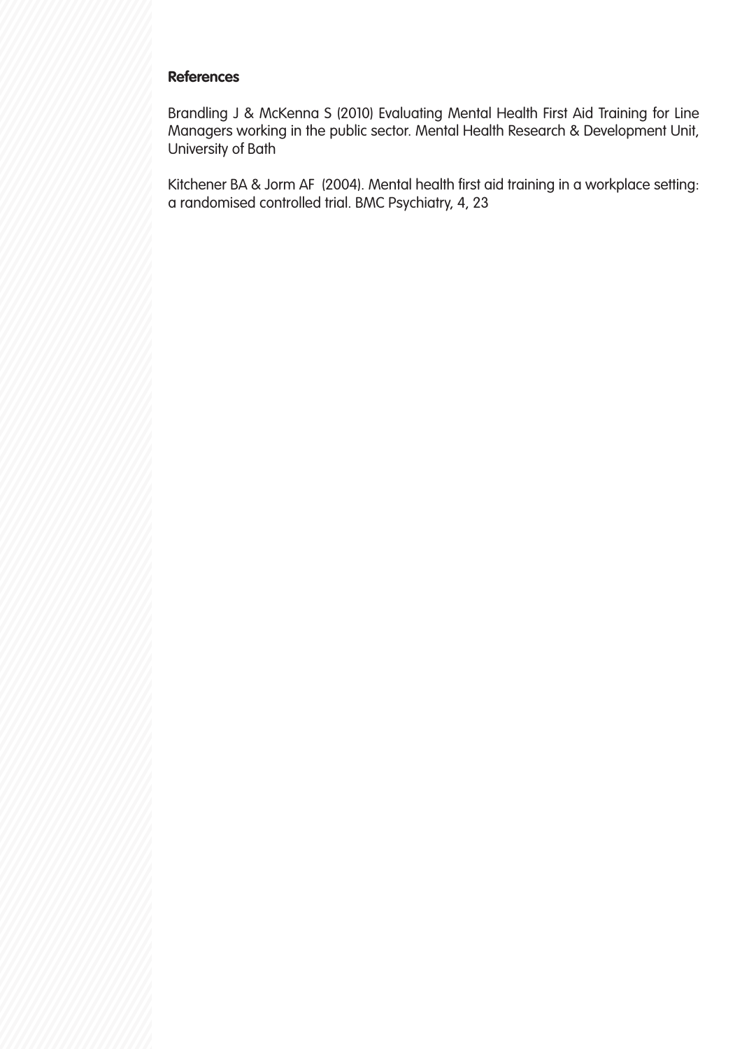**References**

Brandling J & McKenna S (2010) Evaluating Mental Health First Aid Training for Line Managers working in the public sector. Mental Health Research & Development Unit, University of Bath

Kitchener BA & Jorm AF (2004). Mental health first aid training in a workplace setting: a randomised controlled trial. BMC Psychiatry, 4, 23